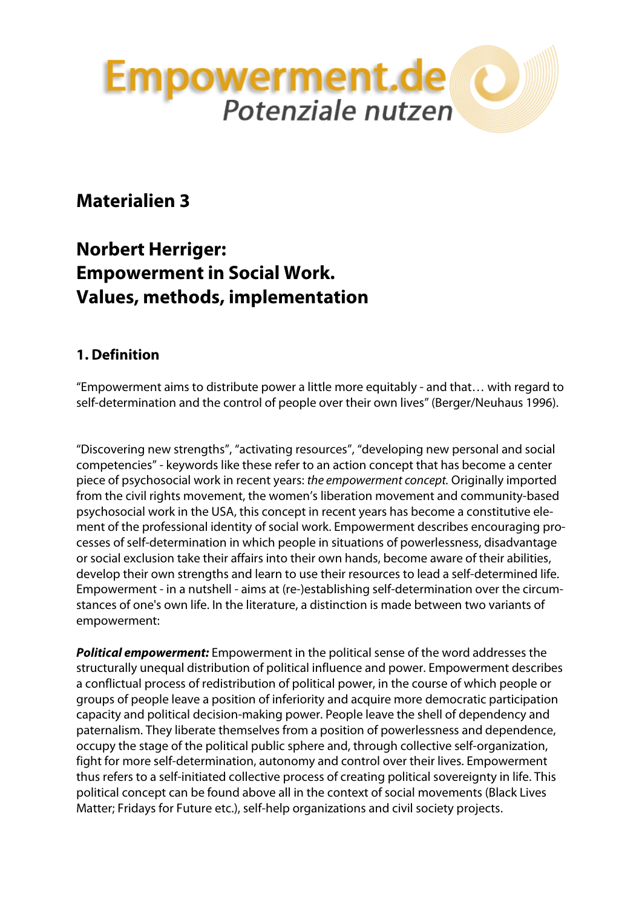Empowerment.de
*Potenziale nutzen*

## Materialien 3

# Norbert Herriger: Empowerment in Social Work. Values, methods, implementation

### 1. Definition

“Empowerment aims to distribute power a little more equitably - and that… with regard to self-determination and the control of people over their own lives” (Berger/Neuhaus 1996).

“Discovering new strengths”, “activating resources”, “developing new personal and social competencies” - keywords like these refer to an action concept that has become a center piece of psychosocial work in recent years: *the empowerment concept.* Originally imported from the civil rights movement, the women’s liberation movement and community-based psychosocial work in the USA, this concept in recent years has become a constitutive element of the professional identity of social work. Empowerment describes encouraging processes of self-determination in which people in situations of powerlessness, disadvantage or social exclusion take their affairs into their own hands, become aware of their abilities, develop their own strengths and learn to use their resources to lead a self-determined life. Empowerment - in a nutshell - aims at (re-)establishing self-determination over the circumstances of one's own life. In the literature, a distinction is made between two variants of empowerment:

***Political empowerment:*** Empowerment in the political sense of the word addresses the structurally unequal distribution of political influence and power. Empowerment describes a conflictual process of redistribution of political power, in the course of which people or groups of people leave a position of inferiority and acquire more democratic participation capacity and political decision-making power. People leave the shell of dependency and paternalism. They liberate themselves from a position of powerlessness and dependence, occupy the stage of the political public sphere and, through collective self-organization, fight for more self-determination, autonomy and control over their lives. Empowerment thus refers to a self-initiated collective process of creating political sovereignty in life. This political concept can be found above all in the context of social movements (Black Lives Matter; Fridays for Future etc.), self-help organizations and civil society projects.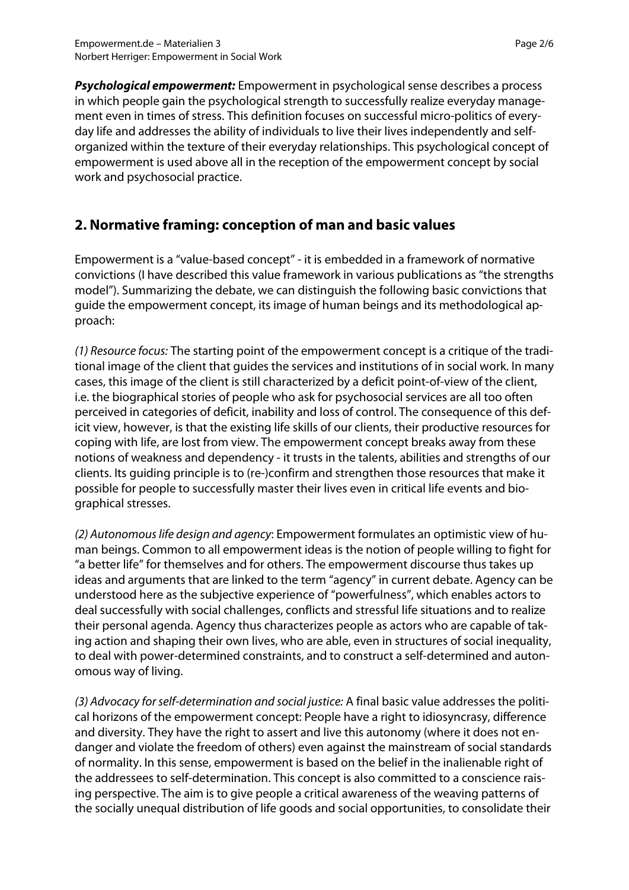***Psychological empowerment:*** Empowerment in psychological sense describes a process in which people gain the psychological strength to successfully realize everyday management even in times of stress. This definition focuses on successful micro-politics of everyday life and addresses the ability of individuals to live their lives independently and self-organized within the texture of their everyday relationships. This psychological concept of empowerment is used above all in the reception of the empowerment concept by social work and psychosocial practice.

## 2. Normative framing: conception of man and basic values

Empowerment is a "value-based concept" - it is embedded in a framework of normative convictions (I have described this value framework in various publications as "the strengths model"). Summarizing the debate, we can distinguish the following basic convictions that guide the empowerment concept, its image of human beings and its methodological approach:

*(1) Resource focus:* The starting point of the empowerment concept is a critique of the traditional image of the client that guides the services and institutions of in social work. In many cases, this image of the client is still characterized by a deficit point-of-view of the client, i.e. the biographical stories of people who ask for psychosocial services are all too often perceived in categories of deficit, inability and loss of control. The consequence of this deficit view, however, is that the existing life skills of our clients, their productive resources for coping with life, are lost from view. The empowerment concept breaks away from these notions of weakness and dependency - it trusts in the talents, abilities and strengths of our clients. Its guiding principle is to (re-)confirm and strengthen those resources that make it possible for people to successfully master their lives even in critical life events and biographical stresses.

*(2) Autonomous life design and agency*: Empowerment formulates an optimistic view of human beings. Common to all empowerment ideas is the notion of people willing to fight for "a better life" for themselves and for others. The empowerment discourse thus takes up ideas and arguments that are linked to the term "agency" in current debate. Agency can be understood here as the subjective experience of "powerfulness", which enables actors to deal successfully with social challenges, conflicts and stressful life situations and to realize their personal agenda. Agency thus characterizes people as actors who are capable of taking action and shaping their own lives, who are able, even in structures of social inequality, to deal with power-determined constraints, and to construct a self-determined and autonomous way of living.

*(3) Advocacy for self-determination and social justice:* A final basic value addresses the political horizons of the empowerment concept: People have a right to idiosyncrasy, difference and diversity. They have the right to assert and live this autonomy (where it does not endanger and violate the freedom of others) even against the mainstream of social standards of normality. In this sense, empowerment is based on the belief in the inalienable right of the addressees to self-determination. This concept is also committed to a conscience raising perspective. The aim is to give people a critical awareness of the weaving patterns of the socially unequal distribution of life goods and social opportunities, to consolidate their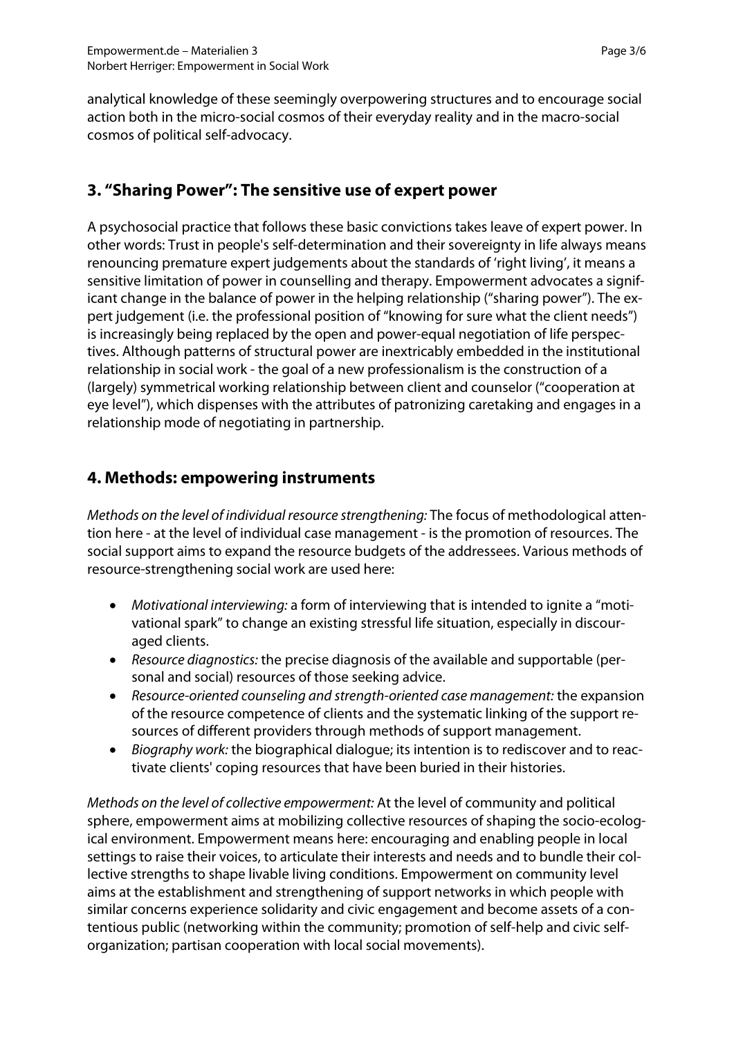analytical knowledge of these seemingly overpowering structures and to encourage social action both in the micro-social cosmos of their everyday reality and in the macro-social cosmos of political self-advocacy.

## 3. "Sharing Power": The sensitive use of expert power

A psychosocial practice that follows these basic convictions takes leave of expert power. In other words: Trust in people's self-determination and their sovereignty in life always means renouncing premature expert judgements about the standards of 'right living', it means a sensitive limitation of power in counselling and therapy. Empowerment advocates a significant change in the balance of power in the helping relationship ("sharing power"). The expert judgement (i.e. the professional position of "knowing for sure what the client needs") is increasingly being replaced by the open and power-equal negotiation of life perspectives. Although patterns of structural power are inextricably embedded in the institutional relationship in social work - the goal of a new professionalism is the construction of a (largely) symmetrical working relationship between client and counselor ("cooperation at eye level"), which dispenses with the attributes of patronizing caretaking and engages in a relationship mode of negotiating in partnership.

## 4. Methods: empowering instruments

*Methods on the level of individual resource strengthening:* The focus of methodological attention here - at the level of individual case management - is the promotion of resources. The social support aims to expand the resource budgets of the addressees. Various methods of resource-strengthening social work are used here:

- *Motivational interviewing:* a form of interviewing that is intended to ignite a "motivational spark" to change an existing stressful life situation, especially in discouraged clients.
- *Resource diagnostics:* the precise diagnosis of the available and supportable (personal and social) resources of those seeking advice.
- *Resource-oriented counseling and strength-oriented case management:* the expansion of the resource competence of clients and the systematic linking of the support resources of different providers through methods of support management.
- *Biography work:* the biographical dialogue; its intention is to rediscover and to reactivate clients' coping resources that have been buried in their histories.

*Methods on the level of collective empowerment:* At the level of community and political sphere, empowerment aims at mobilizing collective resources of shaping the socio-ecological environment. Empowerment means here: encouraging and enabling people in local settings to raise their voices, to articulate their interests and needs and to bundle their collective strengths to shape livable living conditions. Empowerment on community level aims at the establishment and strengthening of support networks in which people with similar concerns experience solidarity and civic engagement and become assets of a contentious public (networking within the community; promotion of self-help and civic self-organization; partisan cooperation with local social movements).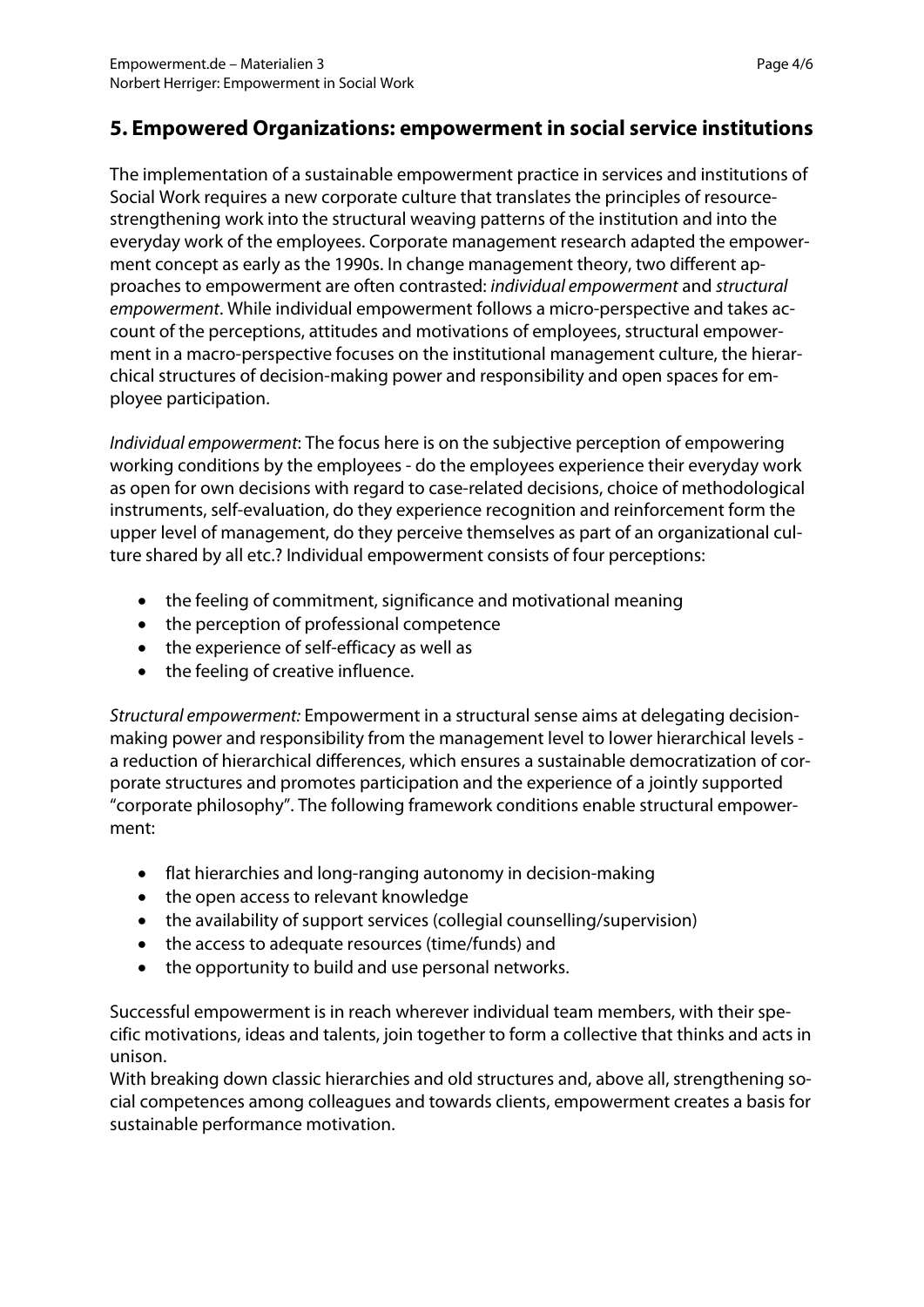## 5. Empowered Organizations: empowerment in social service institutions

The implementation of a sustainable empowerment practice in services and institutions of Social Work requires a new corporate culture that translates the principles of resource-strengthening work into the structural weaving patterns of the institution and into the everyday work of the employees. Corporate management research adapted the empowerment concept as early as the 1990s. In change management theory, two different approaches to empowerment are often contrasted: *individual empowerment* and *structural empowerment*. While individual empowerment follows a micro-perspective and takes account of the perceptions, attitudes and motivations of employees, structural empowerment in a macro-perspective focuses on the institutional management culture, the hierarchical structures of decision-making power and responsibility and open spaces for employee participation.

*Individual empowerment*: The focus here is on the subjective perception of empowering working conditions by the employees - do the employees experience their everyday work as open for own decisions with regard to case-related decisions, choice of methodological instruments, self-evaluation, do they experience recognition and reinforcement form the upper level of management, do they perceive themselves as part of an organizational culture shared by all etc.? Individual empowerment consists of four perceptions:

- the feeling of commitment, significance and motivational meaning
- the perception of professional competence
- the experience of self-efficacy as well as
- the feeling of creative influence.

*Structural empowerment:* Empowerment in a structural sense aims at delegating decision-making power and responsibility from the management level to lower hierarchical levels - a reduction of hierarchical differences, which ensures a sustainable democratization of corporate structures and promotes participation and the experience of a jointly supported "corporate philosophy". The following framework conditions enable structural empowerment:

- flat hierarchies and long-ranging autonomy in decision-making
- the open access to relevant knowledge
- the availability of support services (collegial counselling/supervision)
- the access to adequate resources (time/funds) and
- the opportunity to build and use personal networks.

Successful empowerment is in reach wherever individual team members, with their specific motivations, ideas and talents, join together to form a collective that thinks and acts in unison.
With breaking down classic hierarchies and old structures and, above all, strengthening social competences among colleagues and towards clients, empowerment creates a basis for sustainable performance motivation.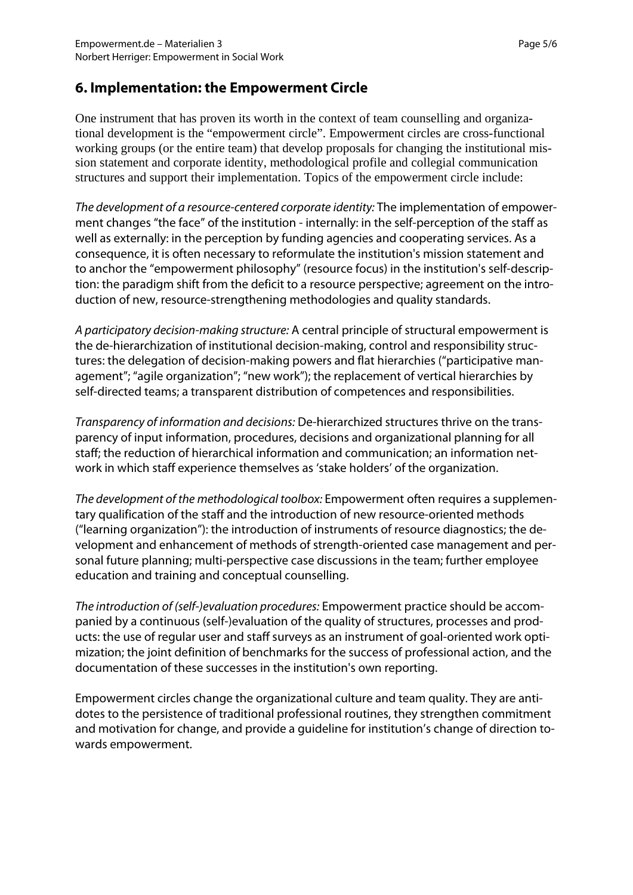## 6. Implementation: the Empowerment Circle

One instrument that has proven its worth in the context of team counselling and organizational development is the "empowerment circle". Empowerment circles are cross-functional working groups (or the entire team) that develop proposals for changing the institutional mission statement and corporate identity, methodological profile and collegial communication structures and support their implementation. Topics of the empowerment circle include:

*The development of a resource-centered corporate identity:* The implementation of empowerment changes "the face" of the institution - internally: in the self-perception of the staff as well as externally: in the perception by funding agencies and cooperating services. As a consequence, it is often necessary to reformulate the institution's mission statement and to anchor the "empowerment philosophy" (resource focus) in the institution's self-description: the paradigm shift from the deficit to a resource perspective; agreement on the introduction of new, resource-strengthening methodologies and quality standards.

*A participatory decision-making structure:* A central principle of structural empowerment is the de-hierarchization of institutional decision-making, control and responsibility structures: the delegation of decision-making powers and flat hierarchies ("participative management"; "agile organization"; "new work"); the replacement of vertical hierarchies by self-directed teams; a transparent distribution of competences and responsibilities.

*Transparency of information and decisions:* De-hierarchized structures thrive on the transparency of input information, procedures, decisions and organizational planning for all staff; the reduction of hierarchical information and communication; an information network in which staff experience themselves as 'stake holders' of the organization.

*The development of the methodological toolbox:* Empowerment often requires a supplementary qualification of the staff and the introduction of new resource-oriented methods ("learning organization"): the introduction of instruments of resource diagnostics; the development and enhancement of methods of strength-oriented case management and personal future planning; multi-perspective case discussions in the team; further employee education and training and conceptual counselling.

*The introduction of (self-)evaluation procedures:* Empowerment practice should be accompanied by a continuous (self-)evaluation of the quality of structures, processes and products: the use of regular user and staff surveys as an instrument of goal-oriented work optimization; the joint definition of benchmarks for the success of professional action, and the documentation of these successes in the institution's own reporting.

Empowerment circles change the organizational culture and team quality. They are antidotes to the persistence of traditional professional routines, they strengthen commitment and motivation for change, and provide a guideline for institution's change of direction towards empowerment.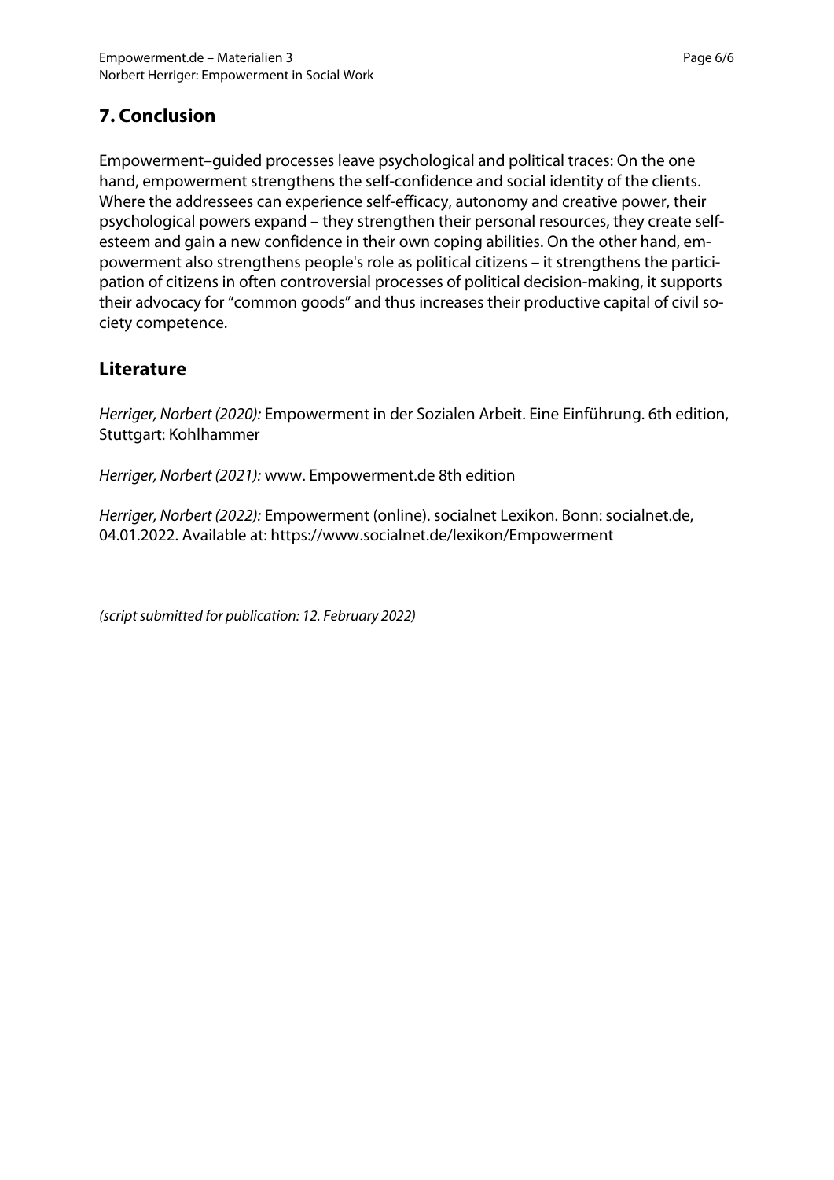## 7. Conclusion

Empowerment–guided processes leave psychological and political traces: On the one hand, empowerment strengthens the self-confidence and social identity of the clients. Where the addressees can experience self-efficacy, autonomy and creative power, their psychological powers expand – they strengthen their personal resources, they create self-esteem and gain a new confidence in their own coping abilities. On the other hand, empowerment also strengthens people's role as political citizens – it strengthens the participation of citizens in often controversial processes of political decision-making, it supports their advocacy for "common goods" and thus increases their productive capital of civil society competence.

## Literature

*Herriger, Norbert (2020):* Empowerment in der Sozialen Arbeit. Eine Einführung. 6th edition, Stuttgart: Kohlhammer

*Herriger, Norbert (2021):* www. Empowerment.de 8th edition

*Herriger, Norbert (2022):* Empowerment (online). socialnet Lexikon. Bonn: socialnet.de, 04.01.2022. Available at: https://www.socialnet.de/lexikon/Empowerment

*(script submitted for publication: 12. February 2022)*